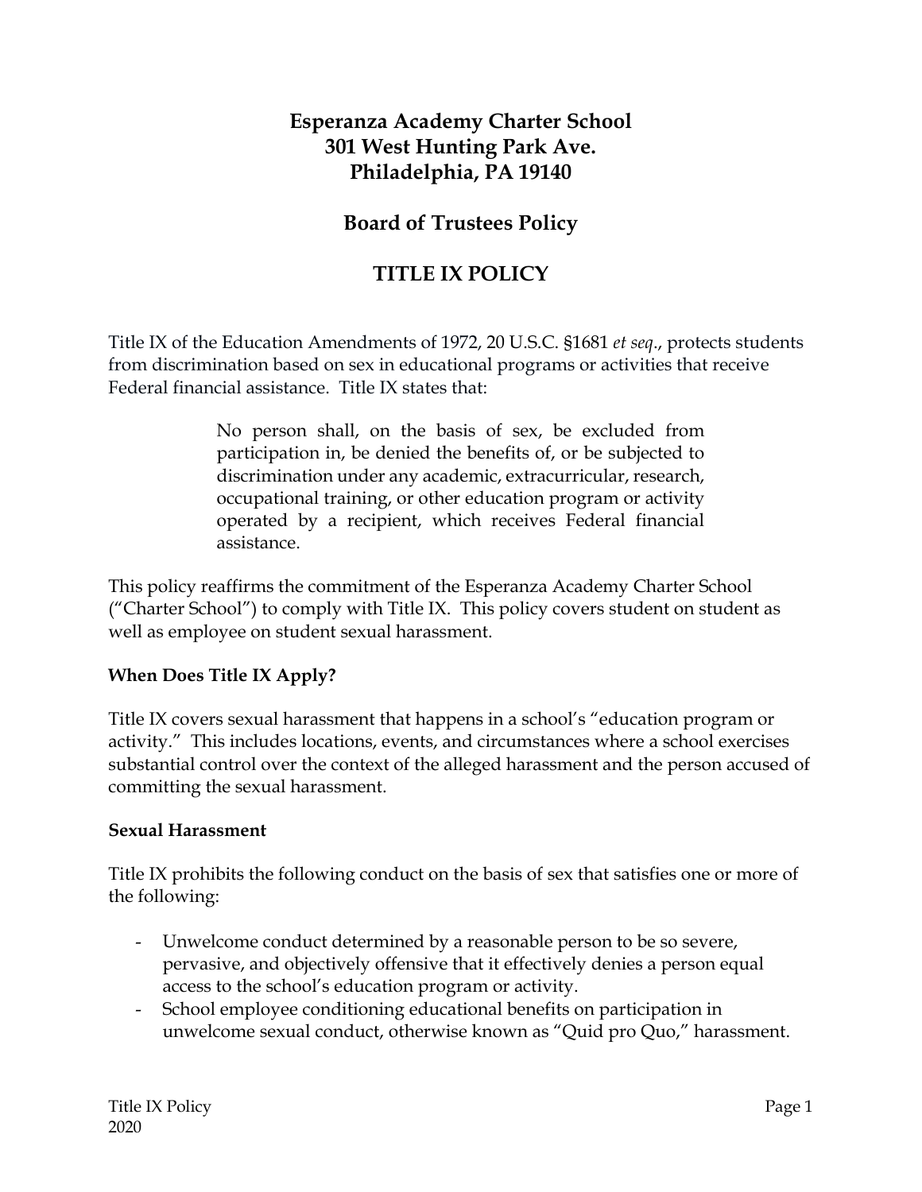# Esperanza Academy Charter School
# 301 West Hunting Park Ave.
# Philadelphia, PA 19140

## Board of Trustees Policy

## TITLE IX POLICY

Title IX of the Education Amendments of 1972, 20 U.S.C. §1681 *et seq*., protects students from discrimination based on sex in educational programs or activities that receive Federal financial assistance. Title IX states that:

> No person shall, on the basis of sex, be excluded from participation in, be denied the benefits of, or be subjected to discrimination under any academic, extracurricular, research, occupational training, or other education program or activity operated by a recipient, which receives Federal financial assistance.

This policy reaffirms the commitment of the Esperanza Academy Charter School ("Charter School") to comply with Title IX. This policy covers student on student as well as employee on student sexual harassment.

**When Does Title IX Apply?**

Title IX covers sexual harassment that happens in a school's "education program or activity." This includes locations, events, and circumstances where a school exercises substantial control over the context of the alleged harassment and the person accused of committing the sexual harassment.

**Sexual Harassment**

Title IX prohibits the following conduct on the basis of sex that satisfies one or more of the following:

- Unwelcome conduct determined by a reasonable person to be so severe, pervasive, and objectively offensive that it effectively denies a person equal access to the school's education program or activity.
- School employee conditioning educational benefits on participation in unwelcome sexual conduct, otherwise known as "Quid pro Quo," harassment.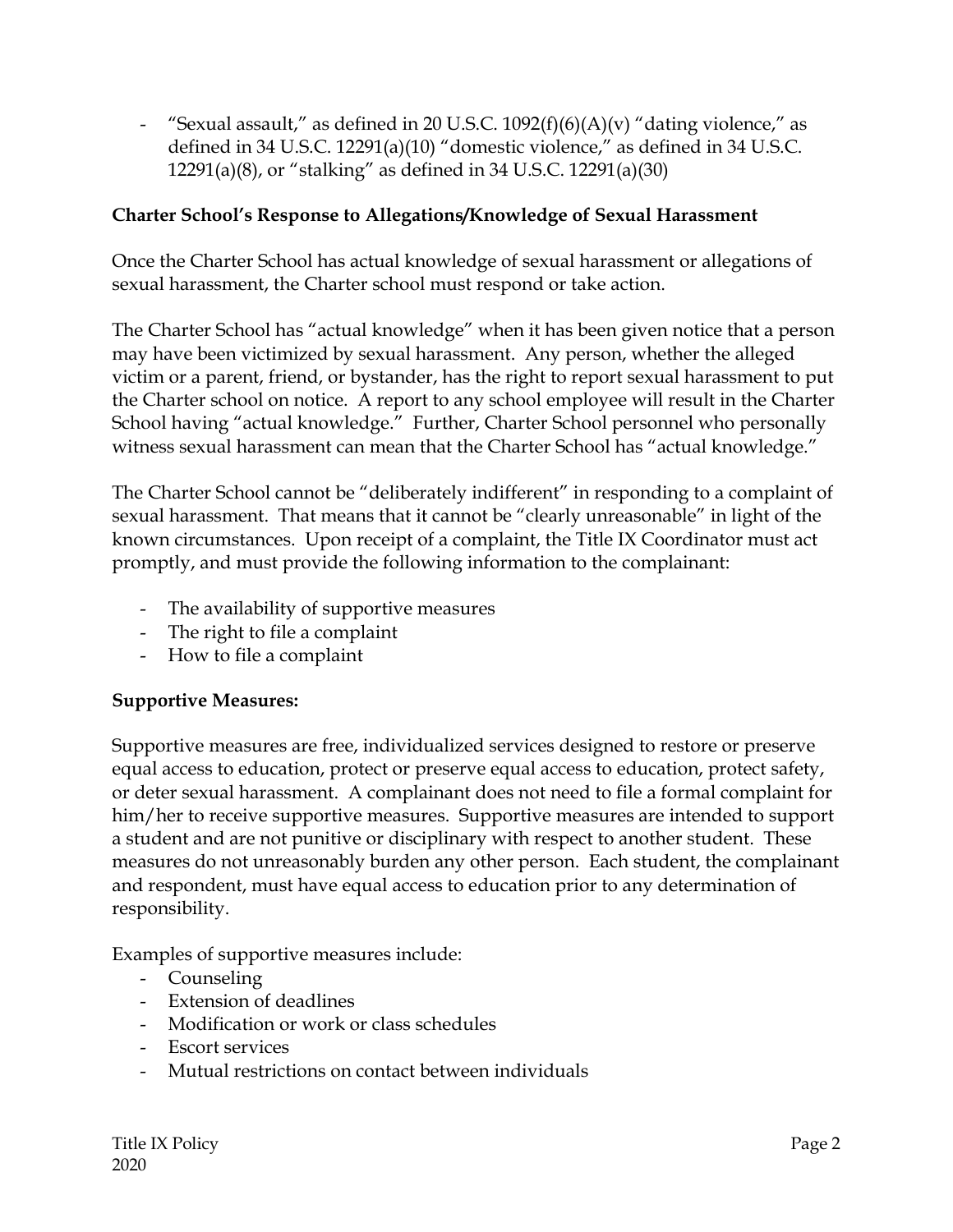- "Sexual assault," as defined in 20 U.S.C. 1092(f)(6)(A)(v) "dating violence," as defined in 34 U.S.C. 12291(a)(10) "domestic violence," as defined in 34 U.S.C. 12291(a)(8), or "stalking" as defined in 34 U.S.C. 12291(a)(30)

**Charter School's Response to Allegations/Knowledge of Sexual Harassment**

Once the Charter School has actual knowledge of sexual harassment or allegations of sexual harassment, the Charter school must respond or take action.

The Charter School has "actual knowledge" when it has been given notice that a person may have been victimized by sexual harassment. Any person, whether the alleged victim or a parent, friend, or bystander, has the right to report sexual harassment to put the Charter school on notice. A report to any school employee will result in the Charter School having "actual knowledge." Further, Charter School personnel who personally witness sexual harassment can mean that the Charter School has "actual knowledge."

The Charter School cannot be "deliberately indifferent" in responding to a complaint of sexual harassment. That means that it cannot be "clearly unreasonable" in light of the known circumstances. Upon receipt of a complaint, the Title IX Coordinator must act promptly, and must provide the following information to the complainant:

- The availability of supportive measures
- The right to file a complaint
- How to file a complaint

**Supportive Measures:**

Supportive measures are free, individualized services designed to restore or preserve equal access to education, protect or preserve equal access to education, protect safety, or deter sexual harassment. A complainant does not need to file a formal complaint for him/her to receive supportive measures. Supportive measures are intended to support a student and are not punitive or disciplinary with respect to another student. These measures do not unreasonably burden any other person. Each student, the complainant and respondent, must have equal access to education prior to any determination of responsibility.

Examples of supportive measures include:

- Counseling
- Extension of deadlines
- Modification or work or class schedules
- Escort services
- Mutual restrictions on contact between individuals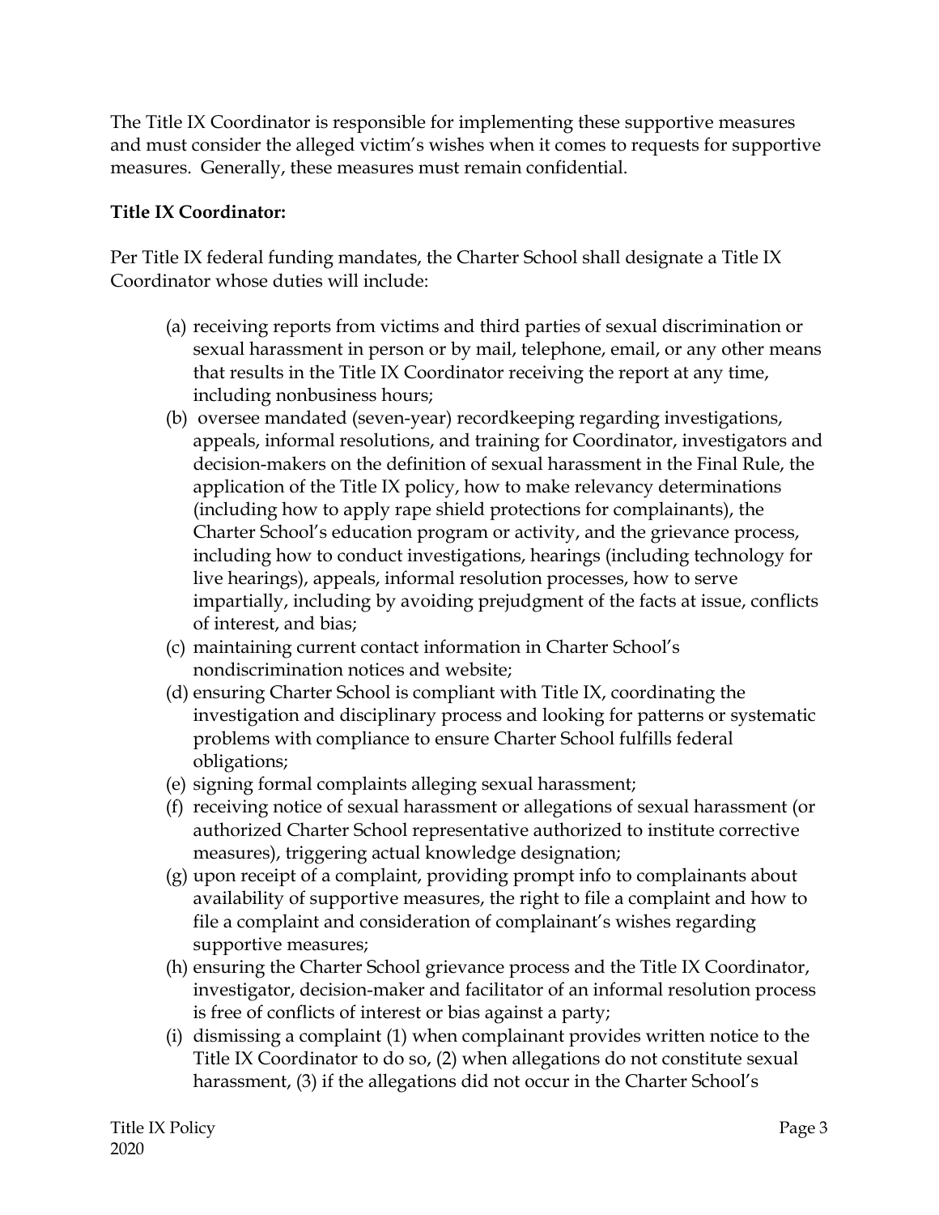The Title IX Coordinator is responsible for implementing these supportive measures and must consider the alleged victim's wishes when it comes to requests for supportive measures. Generally, these measures must remain confidential.

**Title IX Coordinator:**

Per Title IX federal funding mandates, the Charter School shall designate a Title IX Coordinator whose duties will include:

(a) receiving reports from victims and third parties of sexual discrimination or sexual harassment in person or by mail, telephone, email, or any other means that results in the Title IX Coordinator receiving the report at any time, including nonbusiness hours;

(b) oversee mandated (seven-year) recordkeeping regarding investigations, appeals, informal resolutions, and training for Coordinator, investigators and decision-makers on the definition of sexual harassment in the Final Rule, the application of the Title IX policy, how to make relevancy determinations (including how to apply rape shield protections for complainants), the Charter School's education program or activity, and the grievance process, including how to conduct investigations, hearings (including technology for live hearings), appeals, informal resolution processes, how to serve impartially, including by avoiding prejudgment of the facts at issue, conflicts of interest, and bias;

(c) maintaining current contact information in Charter School's nondiscrimination notices and website;

(d) ensuring Charter School is compliant with Title IX, coordinating the investigation and disciplinary process and looking for patterns or systematic problems with compliance to ensure Charter School fulfills federal obligations;

(e) signing formal complaints alleging sexual harassment;

(f) receiving notice of sexual harassment or allegations of sexual harassment (or authorized Charter School representative authorized to institute corrective measures), triggering actual knowledge designation;

(g) upon receipt of a complaint, providing prompt info to complainants about availability of supportive measures, the right to file a complaint and how to file a complaint and consideration of complainant's wishes regarding supportive measures;

(h) ensuring the Charter School grievance process and the Title IX Coordinator, investigator, decision-maker and facilitator of an informal resolution process is free of conflicts of interest or bias against a party;

(i) dismissing a complaint (1) when complainant provides written notice to the Title IX Coordinator to do so, (2) when allegations do not constitute sexual harassment, (3) if the allegations did not occur in the Charter School's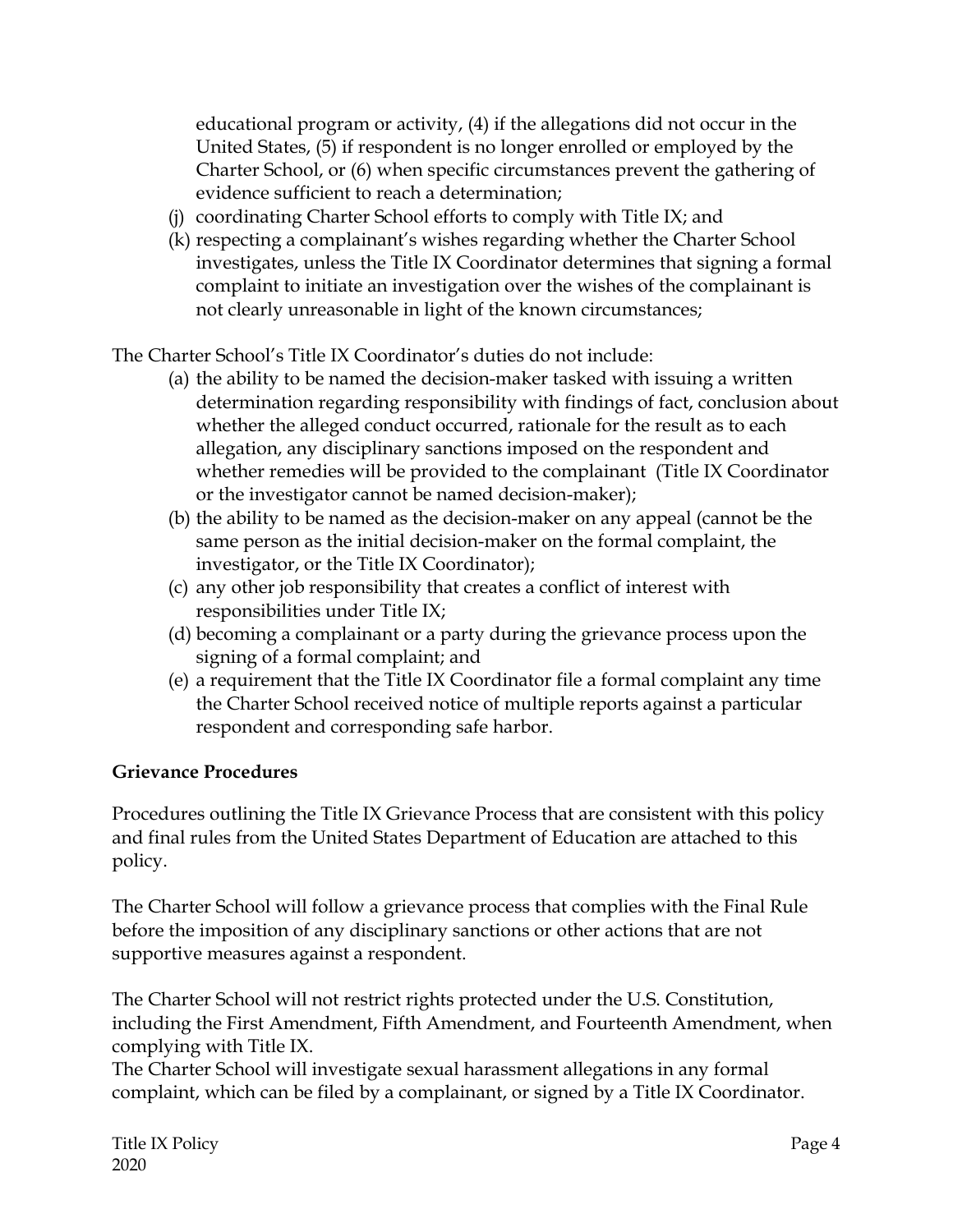educational program or activity, (4) if the allegations did not occur in the United States, (5) if respondent is no longer enrolled or employed by the Charter School, or (6) when specific circumstances prevent the gathering of evidence sufficient to reach a determination;

(j) coordinating Charter School efforts to comply with Title IX; and

(k) respecting a complainant's wishes regarding whether the Charter School investigates, unless the Title IX Coordinator determines that signing a formal complaint to initiate an investigation over the wishes of the complainant is not clearly unreasonable in light of the known circumstances;

The Charter School's Title IX Coordinator's duties do not include:

(a) the ability to be named the decision-maker tasked with issuing a written determination regarding responsibility with findings of fact, conclusion about whether the alleged conduct occurred, rationale for the result as to each allegation, any disciplinary sanctions imposed on the respondent and whether remedies will be provided to the complainant (Title IX Coordinator or the investigator cannot be named decision-maker);

(b) the ability to be named as the decision-maker on any appeal (cannot be the same person as the initial decision-maker on the formal complaint, the investigator, or the Title IX Coordinator);

(c) any other job responsibility that creates a conflict of interest with responsibilities under Title IX;

(d) becoming a complainant or a party during the grievance process upon the signing of a formal complaint; and

(e) a requirement that the Title IX Coordinator file a formal complaint any time the Charter School received notice of multiple reports against a particular respondent and corresponding safe harbor.

**Grievance Procedures**

Procedures outlining the Title IX Grievance Process that are consistent with this policy and final rules from the United States Department of Education are attached to this policy.

The Charter School will follow a grievance process that complies with the Final Rule before the imposition of any disciplinary sanctions or other actions that are not supportive measures against a respondent.

The Charter School will not restrict rights protected under the U.S. Constitution, including the First Amendment, Fifth Amendment, and Fourteenth Amendment, when complying with Title IX.

The Charter School will investigate sexual harassment allegations in any formal complaint, which can be filed by a complainant, or signed by a Title IX Coordinator.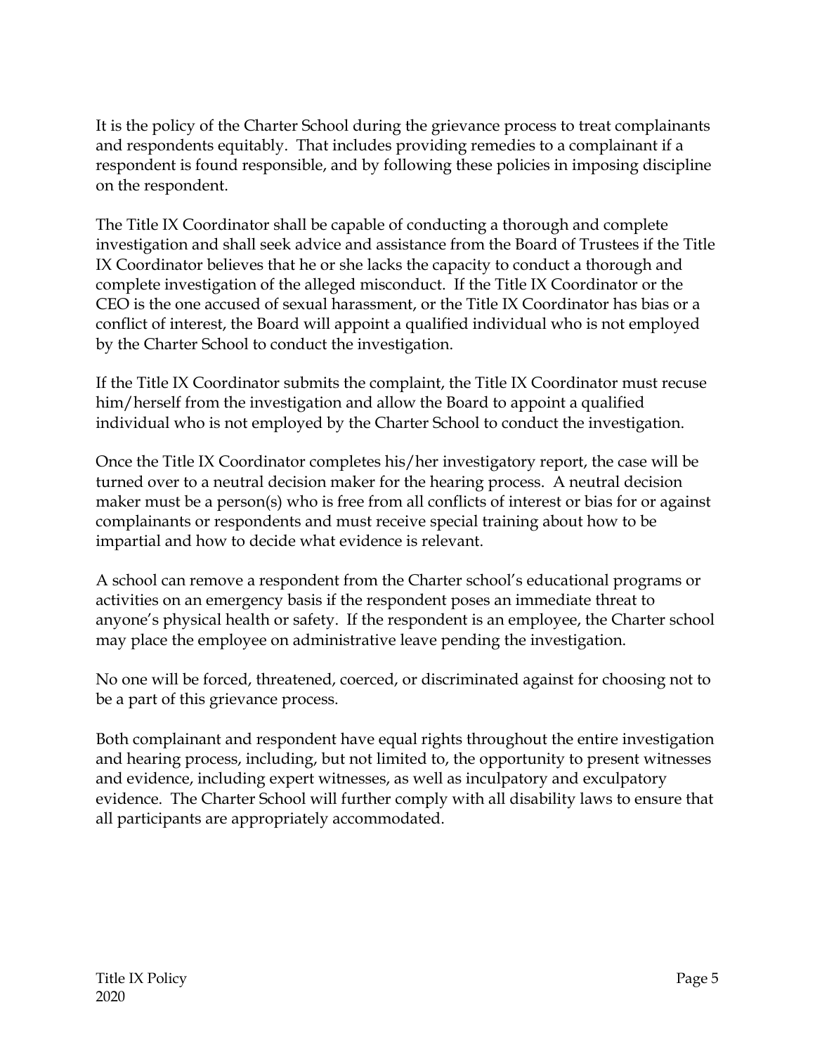It is the policy of the Charter School during the grievance process to treat complainants and respondents equitably. That includes providing remedies to a complainant if a respondent is found responsible, and by following these policies in imposing discipline on the respondent.

The Title IX Coordinator shall be capable of conducting a thorough and complete investigation and shall seek advice and assistance from the Board of Trustees if the Title IX Coordinator believes that he or she lacks the capacity to conduct a thorough and complete investigation of the alleged misconduct. If the Title IX Coordinator or the CEO is the one accused of sexual harassment, or the Title IX Coordinator has bias or a conflict of interest, the Board will appoint a qualified individual who is not employed by the Charter School to conduct the investigation.

If the Title IX Coordinator submits the complaint, the Title IX Coordinator must recuse him/herself from the investigation and allow the Board to appoint a qualified individual who is not employed by the Charter School to conduct the investigation.

Once the Title IX Coordinator completes his/her investigatory report, the case will be turned over to a neutral decision maker for the hearing process. A neutral decision maker must be a person(s) who is free from all conflicts of interest or bias for or against complainants or respondents and must receive special training about how to be impartial and how to decide what evidence is relevant.

A school can remove a respondent from the Charter school's educational programs or activities on an emergency basis if the respondent poses an immediate threat to anyone's physical health or safety. If the respondent is an employee, the Charter school may place the employee on administrative leave pending the investigation.

No one will be forced, threatened, coerced, or discriminated against for choosing not to be a part of this grievance process.

Both complainant and respondent have equal rights throughout the entire investigation and hearing process, including, but not limited to, the opportunity to present witnesses and evidence, including expert witnesses, as well as inculpatory and exculpatory evidence. The Charter School will further comply with all disability laws to ensure that all participants are appropriately accommodated.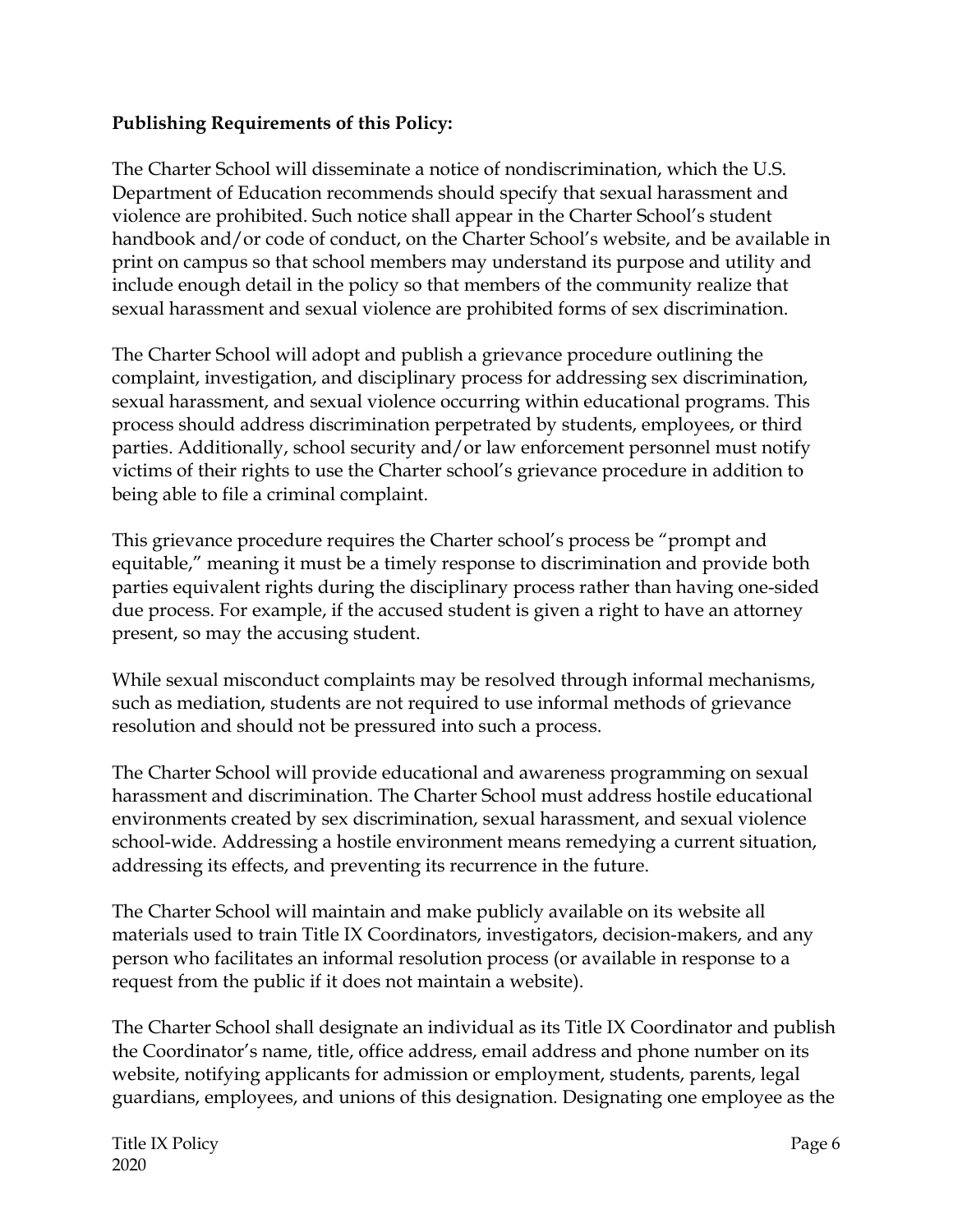**Publishing Requirements of this Policy:**

The Charter School will disseminate a notice of nondiscrimination, which the U.S. Department of Education recommends should specify that sexual harassment and violence are prohibited. Such notice shall appear in the Charter School's student handbook and/or code of conduct, on the Charter School's website, and be available in print on campus so that school members may understand its purpose and utility and include enough detail in the policy so that members of the community realize that sexual harassment and sexual violence are prohibited forms of sex discrimination.

The Charter School will adopt and publish a grievance procedure outlining the complaint, investigation, and disciplinary process for addressing sex discrimination, sexual harassment, and sexual violence occurring within educational programs. This process should address discrimination perpetrated by students, employees, or third parties. Additionally, school security and/or law enforcement personnel must notify victims of their rights to use the Charter school's grievance procedure in addition to being able to file a criminal complaint.

This grievance procedure requires the Charter school's process be "prompt and equitable," meaning it must be a timely response to discrimination and provide both parties equivalent rights during the disciplinary process rather than having one-sided due process. For example, if the accused student is given a right to have an attorney present, so may the accusing student.

While sexual misconduct complaints may be resolved through informal mechanisms, such as mediation, students are not required to use informal methods of grievance resolution and should not be pressured into such a process.

The Charter School will provide educational and awareness programming on sexual harassment and discrimination. The Charter School must address hostile educational environments created by sex discrimination, sexual harassment, and sexual violence school-wide. Addressing a hostile environment means remedying a current situation, addressing its effects, and preventing its recurrence in the future.

The Charter School will maintain and make publicly available on its website all materials used to train Title IX Coordinators, investigators, decision-makers, and any person who facilitates an informal resolution process (or available in response to a request from the public if it does not maintain a website).

The Charter School shall designate an individual as its Title IX Coordinator and publish the Coordinator's name, title, office address, email address and phone number on its website, notifying applicants for admission or employment, students, parents, legal guardians, employees, and unions of this designation. Designating one employee as the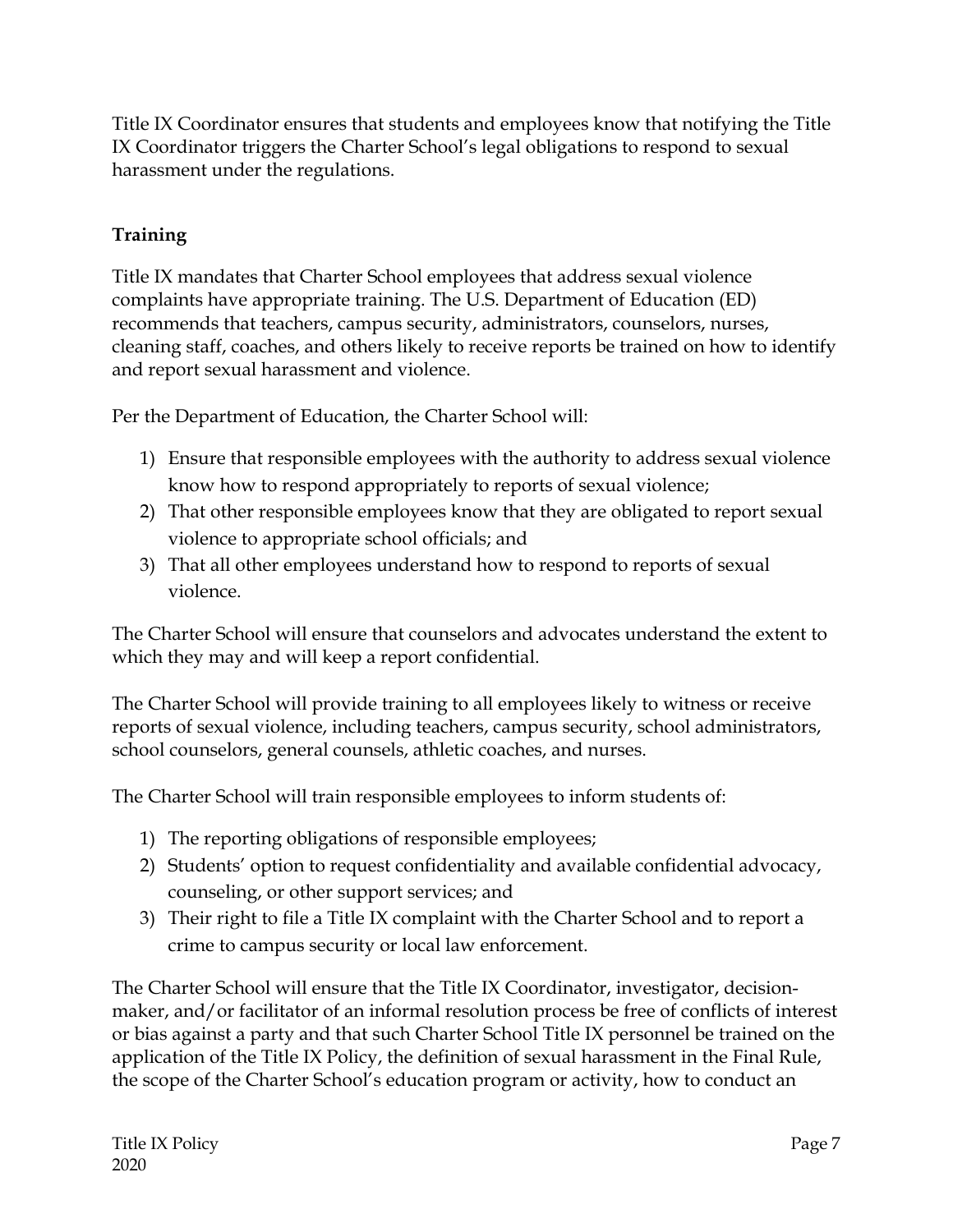Title IX Coordinator ensures that students and employees know that notifying the Title IX Coordinator triggers the Charter School's legal obligations to respond to sexual harassment under the regulations.

**Training**

Title IX mandates that Charter School employees that address sexual violence complaints have appropriate training. The U.S. Department of Education (ED) recommends that teachers, campus security, administrators, counselors, nurses, cleaning staff, coaches, and others likely to receive reports be trained on how to identify and report sexual harassment and violence.

Per the Department of Education, the Charter School will:

1) Ensure that responsible employees with the authority to address sexual violence know how to respond appropriately to reports of sexual violence;
2) That other responsible employees know that they are obligated to report sexual violence to appropriate school officials; and
3) That all other employees understand how to respond to reports of sexual violence.

The Charter School will ensure that counselors and advocates understand the extent to which they may and will keep a report confidential.

The Charter School will provide training to all employees likely to witness or receive reports of sexual violence, including teachers, campus security, school administrators, school counselors, general counsels, athletic coaches, and nurses.

The Charter School will train responsible employees to inform students of:

1) The reporting obligations of responsible employees;
2) Students' option to request confidentiality and available confidential advocacy, counseling, or other support services; and
3) Their right to file a Title IX complaint with the Charter School and to report a crime to campus security or local law enforcement.

The Charter School will ensure that the Title IX Coordinator, investigator, decision-maker, and/or facilitator of an informal resolution process be free of conflicts of interest or bias against a party and that such Charter School Title IX personnel be trained on the application of the Title IX Policy, the definition of sexual harassment in the Final Rule, the scope of the Charter School's education program or activity, how to conduct an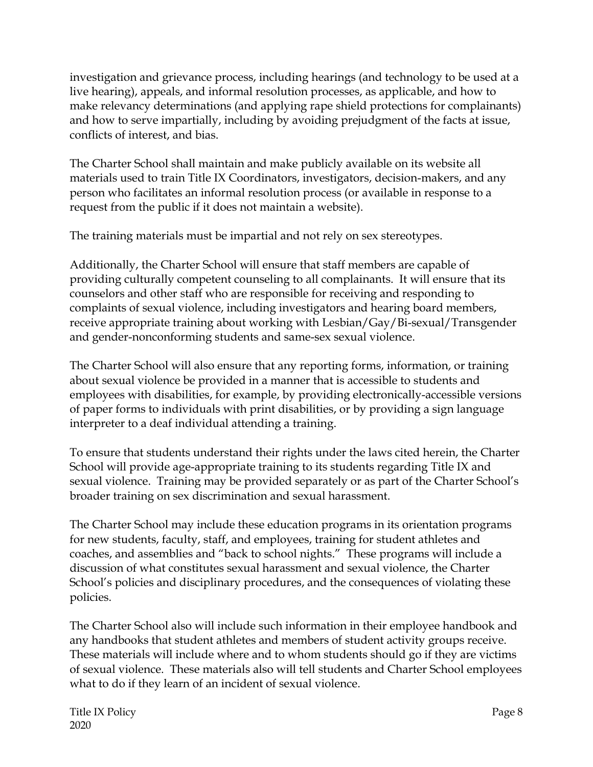investigation and grievance process, including hearings (and technology to be used at a live hearing), appeals, and informal resolution processes, as applicable, and how to make relevancy determinations (and applying rape shield protections for complainants) and how to serve impartially, including by avoiding prejudgment of the facts at issue, conflicts of interest, and bias.

The Charter School shall maintain and make publicly available on its website all materials used to train Title IX Coordinators, investigators, decision-makers, and any person who facilitates an informal resolution process (or available in response to a request from the public if it does not maintain a website).

The training materials must be impartial and not rely on sex stereotypes.

Additionally, the Charter School will ensure that staff members are capable of providing culturally competent counseling to all complainants. It will ensure that its counselors and other staff who are responsible for receiving and responding to complaints of sexual violence, including investigators and hearing board members, receive appropriate training about working with Lesbian/Gay/Bi-sexual/Transgender and gender-nonconforming students and same-sex sexual violence.

The Charter School will also ensure that any reporting forms, information, or training about sexual violence be provided in a manner that is accessible to students and employees with disabilities, for example, by providing electronically-accessible versions of paper forms to individuals with print disabilities, or by providing a sign language interpreter to a deaf individual attending a training.

To ensure that students understand their rights under the laws cited herein, the Charter School will provide age-appropriate training to its students regarding Title IX and sexual violence. Training may be provided separately or as part of the Charter School's broader training on sex discrimination and sexual harassment.

The Charter School may include these education programs in its orientation programs for new students, faculty, staff, and employees, training for student athletes and coaches, and assemblies and "back to school nights." These programs will include a discussion of what constitutes sexual harassment and sexual violence, the Charter School's policies and disciplinary procedures, and the consequences of violating these policies.

The Charter School also will include such information in their employee handbook and any handbooks that student athletes and members of student activity groups receive. These materials will include where and to whom students should go if they are victims of sexual violence. These materials also will tell students and Charter School employees what to do if they learn of an incident of sexual violence.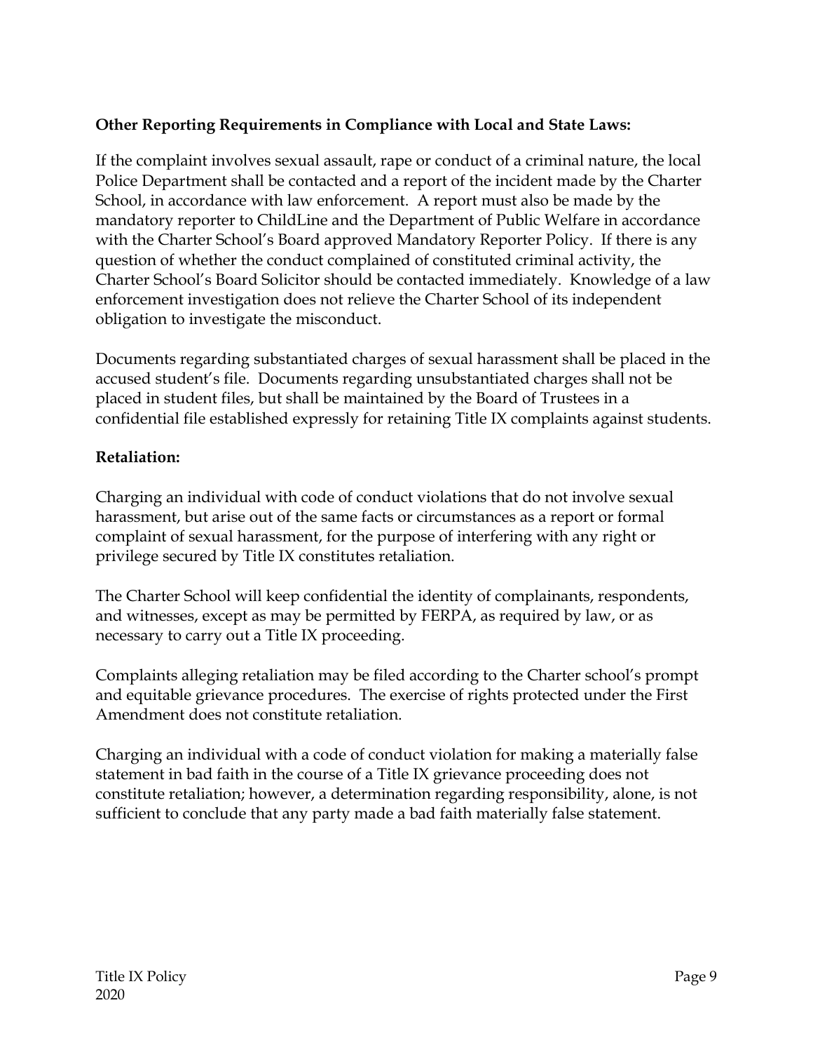**Other Reporting Requirements in Compliance with Local and State Laws:**

If the complaint involves sexual assault, rape or conduct of a criminal nature, the local Police Department shall be contacted and a report of the incident made by the Charter School, in accordance with law enforcement. A report must also be made by the mandatory reporter to ChildLine and the Department of Public Welfare in accordance with the Charter School's Board approved Mandatory Reporter Policy. If there is any question of whether the conduct complained of constituted criminal activity, the Charter School's Board Solicitor should be contacted immediately. Knowledge of a law enforcement investigation does not relieve the Charter School of its independent obligation to investigate the misconduct.

Documents regarding substantiated charges of sexual harassment shall be placed in the accused student's file. Documents regarding unsubstantiated charges shall not be placed in student files, but shall be maintained by the Board of Trustees in a confidential file established expressly for retaining Title IX complaints against students.

**Retaliation:**

Charging an individual with code of conduct violations that do not involve sexual harassment, but arise out of the same facts or circumstances as a report or formal complaint of sexual harassment, for the purpose of interfering with any right or privilege secured by Title IX constitutes retaliation.

The Charter School will keep confidential the identity of complainants, respondents, and witnesses, except as may be permitted by FERPA, as required by law, or as necessary to carry out a Title IX proceeding.

Complaints alleging retaliation may be filed according to the Charter school's prompt and equitable grievance procedures. The exercise of rights protected under the First Amendment does not constitute retaliation.

Charging an individual with a code of conduct violation for making a materially false statement in bad faith in the course of a Title IX grievance proceeding does not constitute retaliation; however, a determination regarding responsibility, alone, is not sufficient to conclude that any party made a bad faith materially false statement.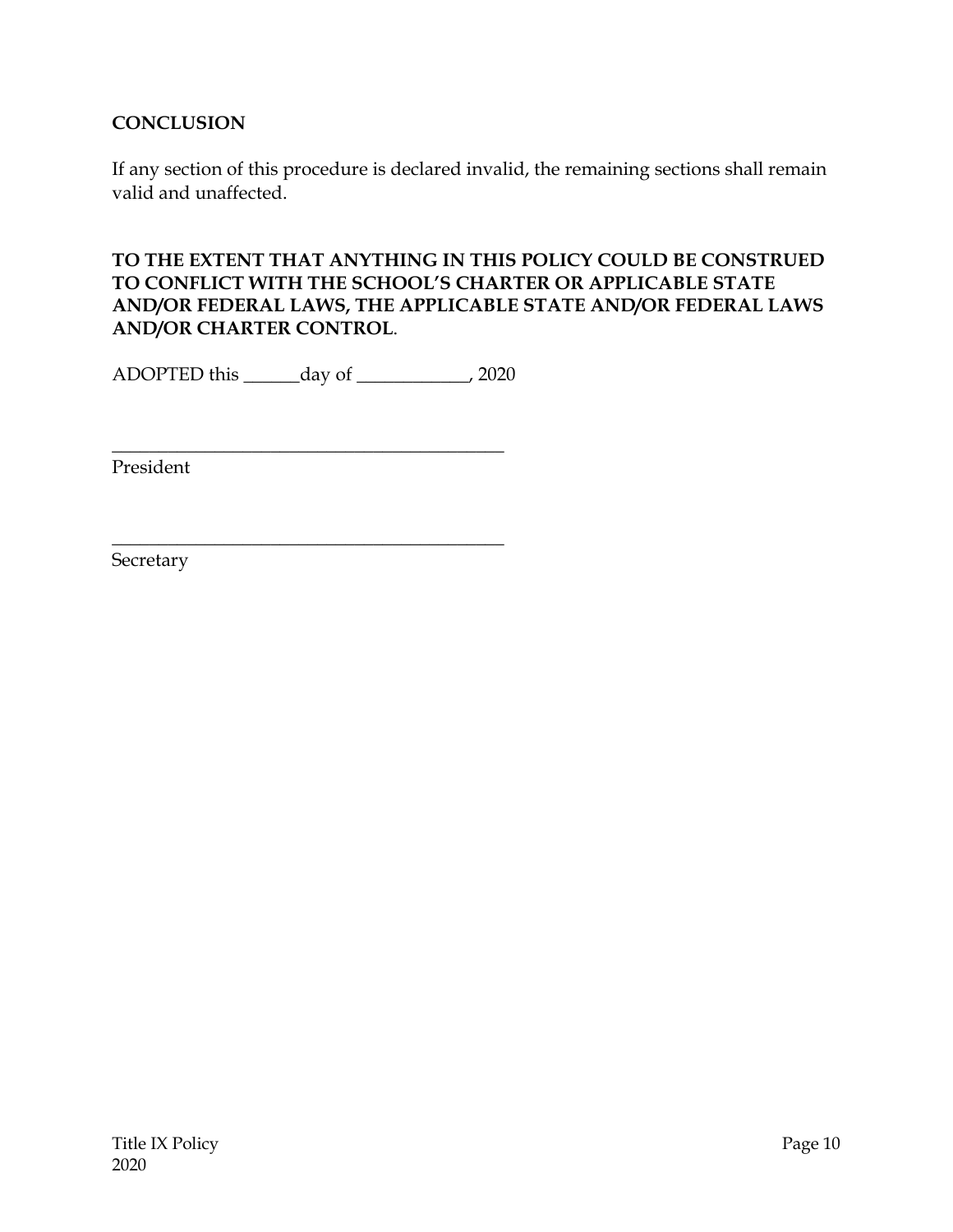**CONCLUSION**

If any section of this procedure is declared invalid, the remaining sections shall remain valid and unaffected.

**TO THE EXTENT THAT ANYTHING IN THIS POLICY COULD BE CONSTRUED TO CONFLICT WITH THE SCHOOL'S CHARTER OR APPLICABLE STATE AND/OR FEDERAL LAWS, THE APPLICABLE STATE AND/OR FEDERAL LAWS AND/OR CHARTER CONTROL**.

ADOPTED this ______day of ____________, 2020

___________________________________________
President

___________________________________________
Secretary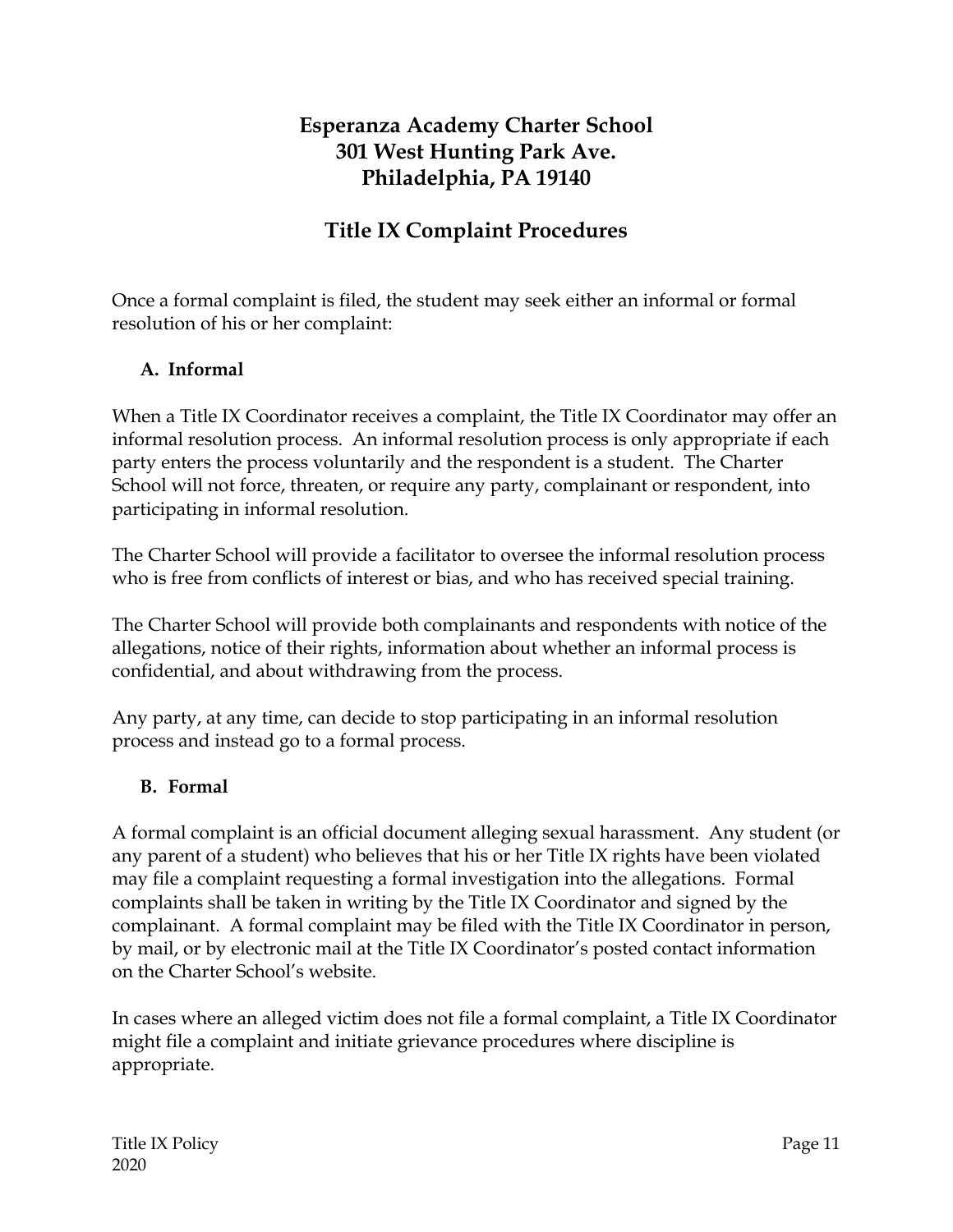# Esperanza Academy Charter School
# 301 West Hunting Park Ave.
# Philadelphia, PA 19140

## Title IX Complaint Procedures

Once a formal complaint is filed, the student may seek either an informal or formal resolution of his or her complaint:

### A. Informal

When a Title IX Coordinator receives a complaint, the Title IX Coordinator may offer an informal resolution process. An informal resolution process is only appropriate if each party enters the process voluntarily and the respondent is a student. The Charter School will not force, threaten, or require any party, complainant or respondent, into participating in informal resolution.

The Charter School will provide a facilitator to oversee the informal resolution process who is free from conflicts of interest or bias, and who has received special training.

The Charter School will provide both complainants and respondents with notice of the allegations, notice of their rights, information about whether an informal process is confidential, and about withdrawing from the process.

Any party, at any time, can decide to stop participating in an informal resolution process and instead go to a formal process.

### B. Formal

A formal complaint is an official document alleging sexual harassment. Any student (or any parent of a student) who believes that his or her Title IX rights have been violated may file a complaint requesting a formal investigation into the allegations. Formal complaints shall be taken in writing by the Title IX Coordinator and signed by the complainant. A formal complaint may be filed with the Title IX Coordinator in person, by mail, or by electronic mail at the Title IX Coordinator's posted contact information on the Charter School's website.

In cases where an alleged victim does not file a formal complaint, a Title IX Coordinator might file a complaint and initiate grievance procedures where discipline is appropriate.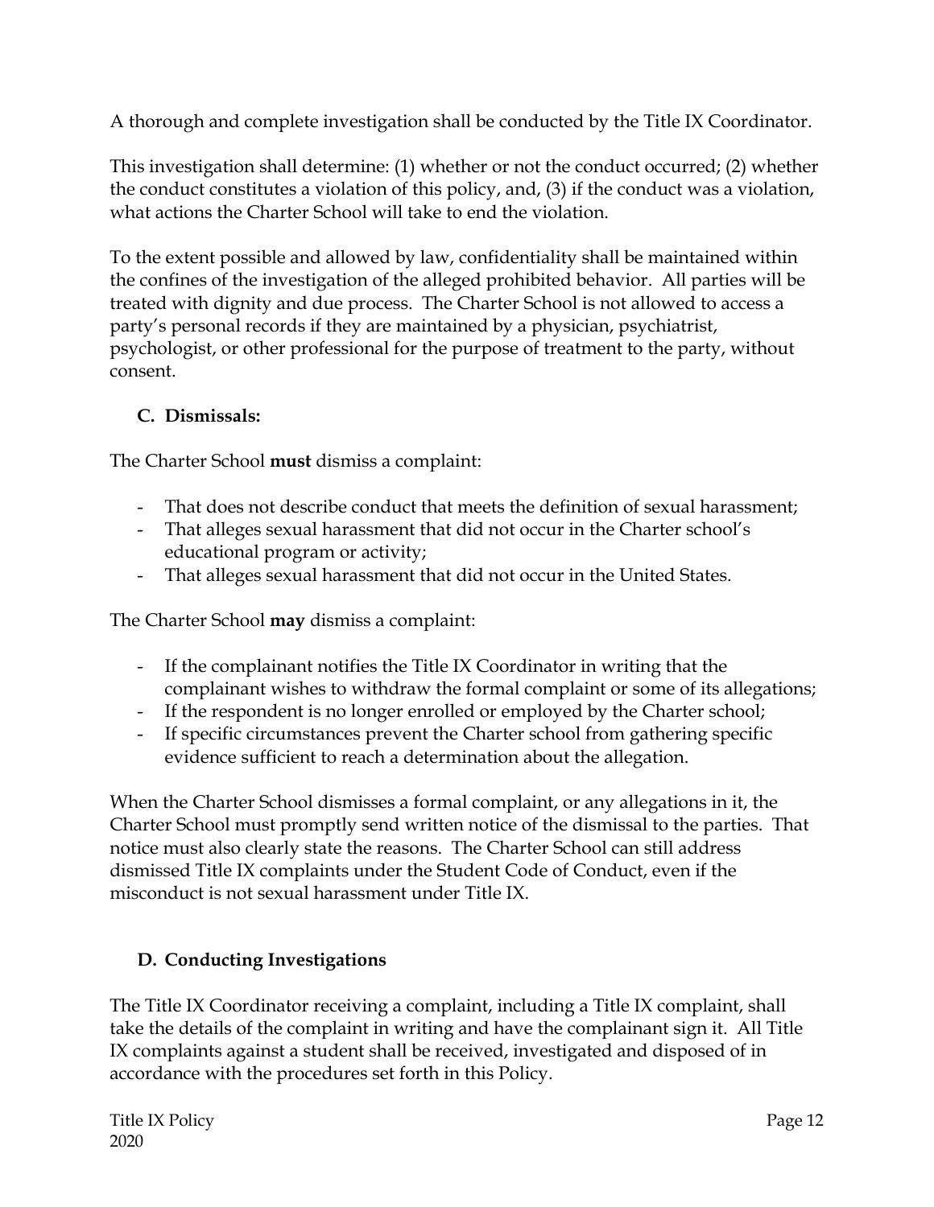A thorough and complete investigation shall be conducted by the Title IX Coordinator.

This investigation shall determine: (1) whether or not the conduct occurred; (2) whether the conduct constitutes a violation of this policy, and, (3) if the conduct was a violation, what actions the Charter School will take to end the violation.

To the extent possible and allowed by law, confidentiality shall be maintained within the confines of the investigation of the alleged prohibited behavior. All parties will be treated with dignity and due process. The Charter School is not allowed to access a party's personal records if they are maintained by a physician, psychiatrist, psychologist, or other professional for the purpose of treatment to the party, without consent.

### C. Dismissals:

The Charter School **must** dismiss a complaint:

- That does not describe conduct that meets the definition of sexual harassment;
- That alleges sexual harassment that did not occur in the Charter school's educational program or activity;
- That alleges sexual harassment that did not occur in the United States.

The Charter School **may** dismiss a complaint:

- If the complainant notifies the Title IX Coordinator in writing that the complainant wishes to withdraw the formal complaint or some of its allegations;
- If the respondent is no longer enrolled or employed by the Charter school;
- If specific circumstances prevent the Charter school from gathering specific evidence sufficient to reach a determination about the allegation.

When the Charter School dismisses a formal complaint, or any allegations in it, the Charter School must promptly send written notice of the dismissal to the parties. That notice must also clearly state the reasons. The Charter School can still address dismissed Title IX complaints under the Student Code of Conduct, even if the misconduct is not sexual harassment under Title IX.

### D. Conducting Investigations

The Title IX Coordinator receiving a complaint, including a Title IX complaint, shall take the details of the complaint in writing and have the complainant sign it. All Title IX complaints against a student shall be received, investigated and disposed of in accordance with the procedures set forth in this Policy.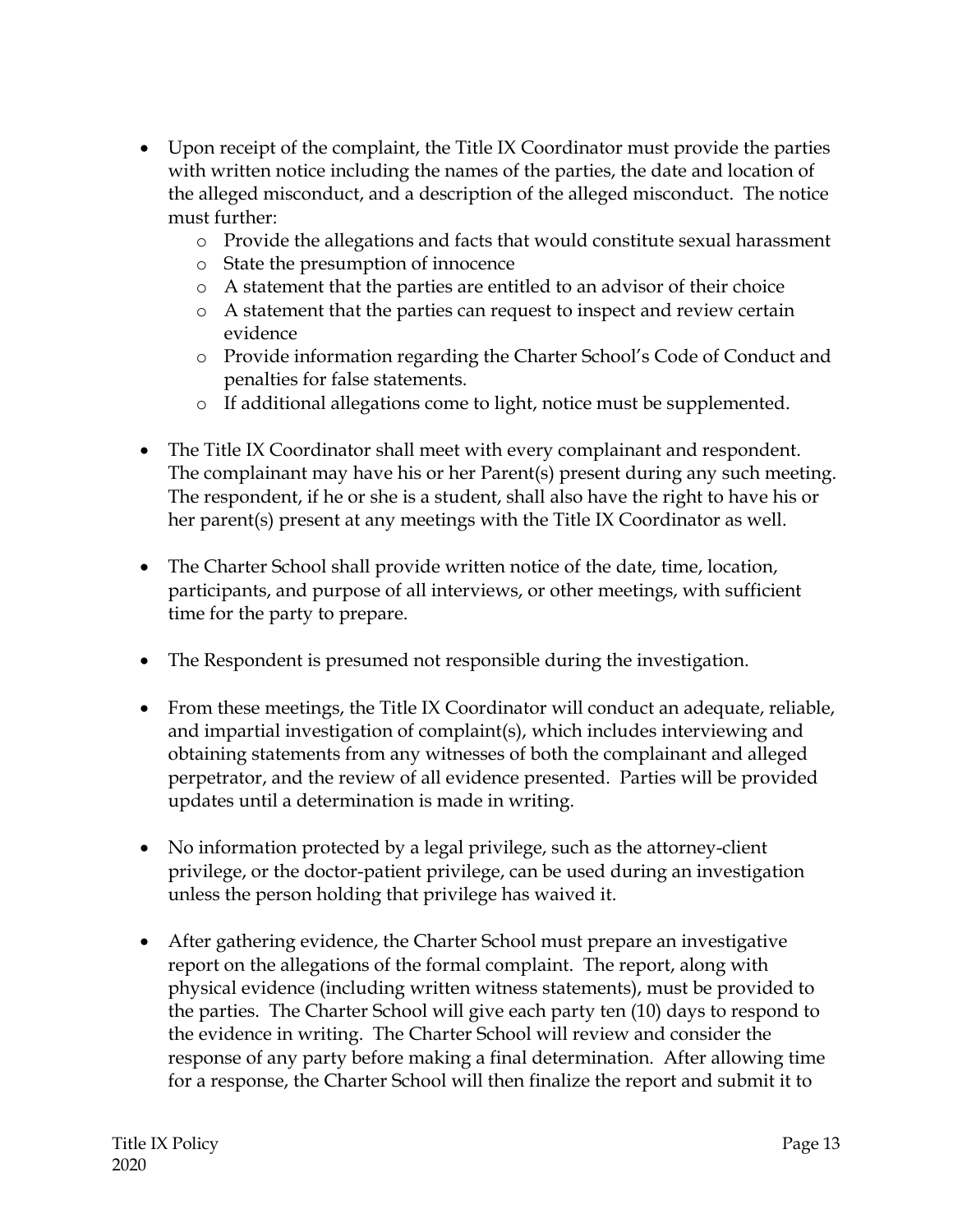- Upon receipt of the complaint, the Title IX Coordinator must provide the parties with written notice including the names of the parties, the date and location of the alleged misconduct, and a description of the alleged misconduct. The notice must further:
  - Provide the allegations and facts that would constitute sexual harassment
  - State the presumption of innocence
  - A statement that the parties are entitled to an advisor of their choice
  - A statement that the parties can request to inspect and review certain evidence
  - Provide information regarding the Charter School's Code of Conduct and penalties for false statements.
  - If additional allegations come to light, notice must be supplemented.

- The Title IX Coordinator shall meet with every complainant and respondent. The complainant may have his or her Parent(s) present during any such meeting. The respondent, if he or she is a student, shall also have the right to have his or her parent(s) present at any meetings with the Title IX Coordinator as well.

- The Charter School shall provide written notice of the date, time, location, participants, and purpose of all interviews, or other meetings, with sufficient time for the party to prepare.

- The Respondent is presumed not responsible during the investigation.

- From these meetings, the Title IX Coordinator will conduct an adequate, reliable, and impartial investigation of complaint(s), which includes interviewing and obtaining statements from any witnesses of both the complainant and alleged perpetrator, and the review of all evidence presented. Parties will be provided updates until a determination is made in writing.

- No information protected by a legal privilege, such as the attorney-client privilege, or the doctor-patient privilege, can be used during an investigation unless the person holding that privilege has waived it.

- After gathering evidence, the Charter School must prepare an investigative report on the allegations of the formal complaint. The report, along with physical evidence (including written witness statements), must be provided to the parties. The Charter School will give each party ten (10) days to respond to the evidence in writing. The Charter School will review and consider the response of any party before making a final determination. After allowing time for a response, the Charter School will then finalize the report and submit it to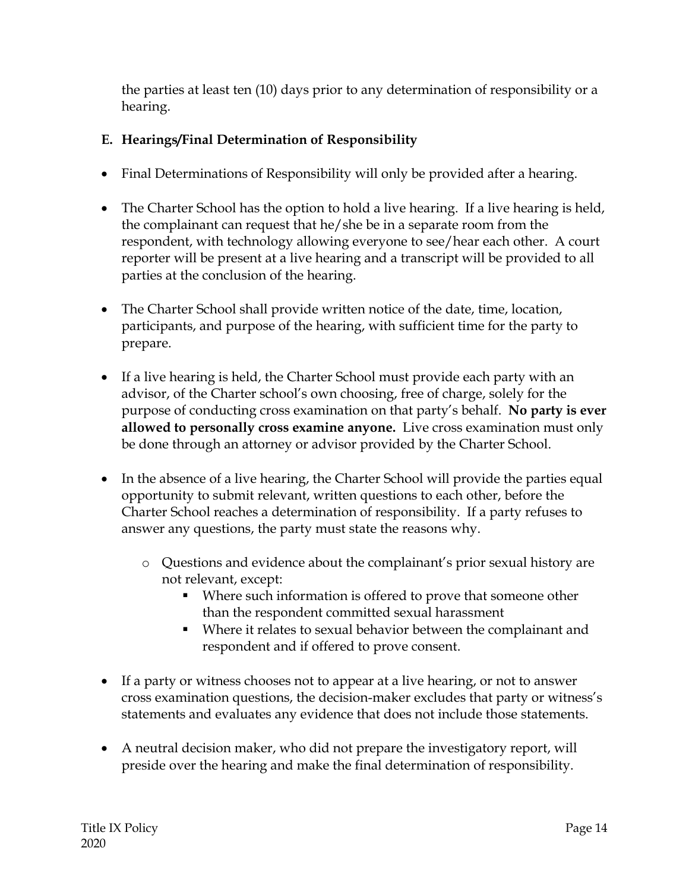the parties at least ten (10) days prior to any determination of responsibility or a hearing.

### E. Hearings/Final Determination of Responsibility

- Final Determinations of Responsibility will only be provided after a hearing.
- The Charter School has the option to hold a live hearing. If a live hearing is held, the complainant can request that he/she be in a separate room from the respondent, with technology allowing everyone to see/hear each other. A court reporter will be present at a live hearing and a transcript will be provided to all parties at the conclusion of the hearing.
- The Charter School shall provide written notice of the date, time, location, participants, and purpose of the hearing, with sufficient time for the party to prepare.
- If a live hearing is held, the Charter School must provide each party with an advisor, of the Charter school's own choosing, free of charge, solely for the purpose of conducting cross examination on that party's behalf. **No party is ever allowed to personally cross examine anyone.** Live cross examination must only be done through an attorney or advisor provided by the Charter School.
- In the absence of a live hearing, the Charter School will provide the parties equal opportunity to submit relevant, written questions to each other, before the Charter School reaches a determination of responsibility. If a party refuses to answer any questions, the party must state the reasons why.
  - Questions and evidence about the complainant's prior sexual history are not relevant, except:
    - Where such information is offered to prove that someone other than the respondent committed sexual harassment
    - Where it relates to sexual behavior between the complainant and respondent and if offered to prove consent.
- If a party or witness chooses not to appear at a live hearing, or not to answer cross examination questions, the decision-maker excludes that party or witness's statements and evaluates any evidence that does not include those statements.
- A neutral decision maker, who did not prepare the investigatory report, will preside over the hearing and make the final determination of responsibility.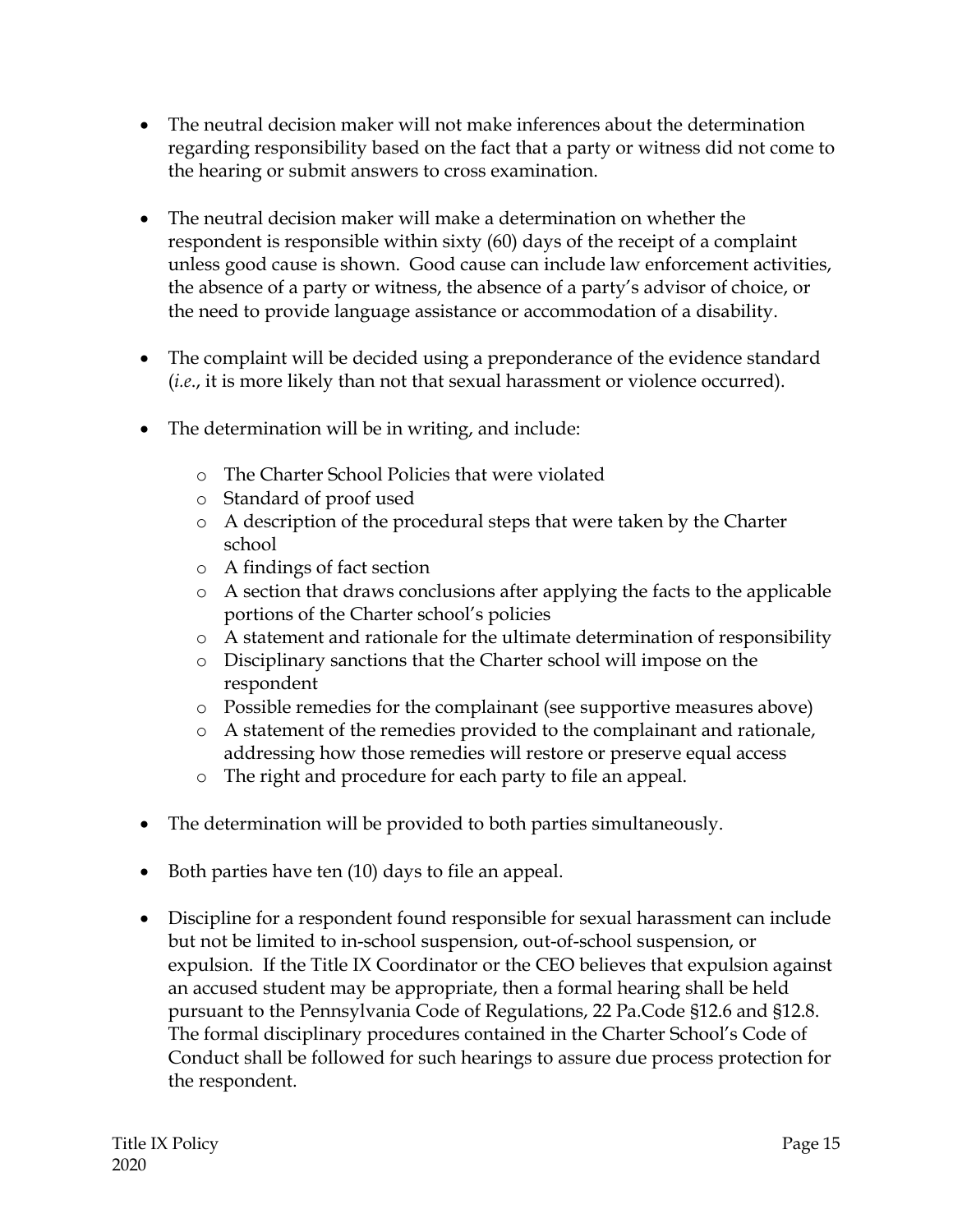- The neutral decision maker will not make inferences about the determination regarding responsibility based on the fact that a party or witness did not come to the hearing or submit answers to cross examination.

- The neutral decision maker will make a determination on whether the respondent is responsible within sixty (60) days of the receipt of a complaint unless good cause is shown. Good cause can include law enforcement activities, the absence of a party or witness, the absence of a party's advisor of choice, or the need to provide language assistance or accommodation of a disability.

- The complaint will be decided using a preponderance of the evidence standard (*i.e*., it is more likely than not that sexual harassment or violence occurred).

- The determination will be in writing, and include:
    - The Charter School Policies that were violated
    - Standard of proof used
    - A description of the procedural steps that were taken by the Charter school
    - A findings of fact section
    - A section that draws conclusions after applying the facts to the applicable portions of the Charter school's policies
    - A statement and rationale for the ultimate determination of responsibility
    - Disciplinary sanctions that the Charter school will impose on the respondent
    - Possible remedies for the complainant (see supportive measures above)
    - A statement of the remedies provided to the complainant and rationale, addressing how those remedies will restore or preserve equal access
    - The right and procedure for each party to file an appeal.

- The determination will be provided to both parties simultaneously.

- Both parties have ten (10) days to file an appeal.

- Discipline for a respondent found responsible for sexual harassment can include but not be limited to in-school suspension, out-of-school suspension, or expulsion. If the Title IX Coordinator or the CEO believes that expulsion against an accused student may be appropriate, then a formal hearing shall be held pursuant to the Pennsylvania Code of Regulations, 22 Pa.Code §12.6 and §12.8. The formal disciplinary procedures contained in the Charter School's Code of Conduct shall be followed for such hearings to assure due process protection for the respondent.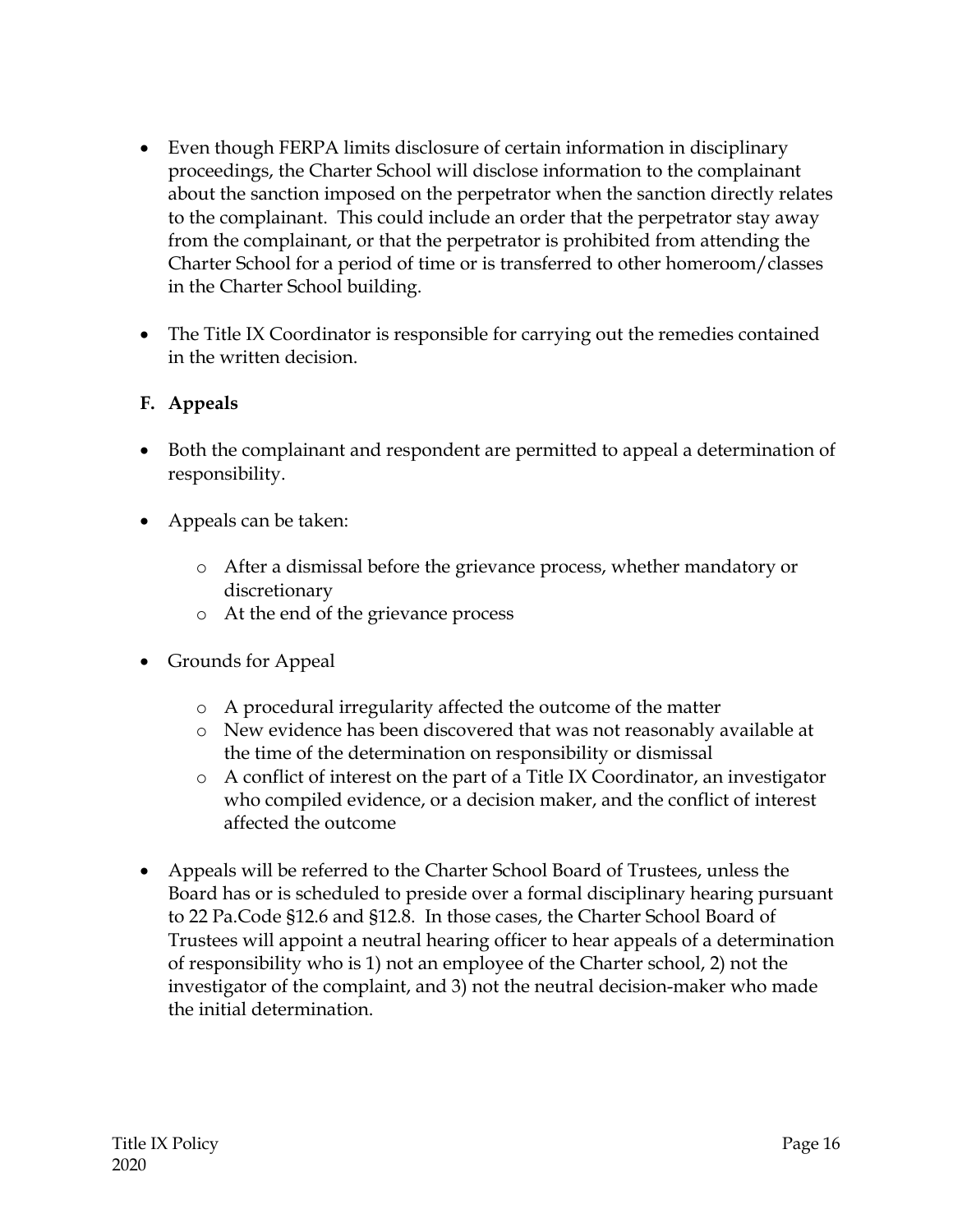- Even though FERPA limits disclosure of certain information in disciplinary proceedings, the Charter School will disclose information to the complainant about the sanction imposed on the perpetrator when the sanction directly relates to the complainant. This could include an order that the perpetrator stay away from the complainant, or that the perpetrator is prohibited from attending the Charter School for a period of time or is transferred to other homeroom/classes in the Charter School building.

- The Title IX Coordinator is responsible for carrying out the remedies contained in the written decision.

### F. Appeals

- Both the complainant and respondent are permitted to appeal a determination of responsibility.

- Appeals can be taken:

    - After a dismissal before the grievance process, whether mandatory or discretionary
    - At the end of the grievance process

- Grounds for Appeal

    - A procedural irregularity affected the outcome of the matter
    - New evidence has been discovered that was not reasonably available at the time of the determination on responsibility or dismissal
    - A conflict of interest on the part of a Title IX Coordinator, an investigator who compiled evidence, or a decision maker, and the conflict of interest affected the outcome

- Appeals will be referred to the Charter School Board of Trustees, unless the Board has or is scheduled to preside over a formal disciplinary hearing pursuant to 22 Pa.Code §12.6 and §12.8. In those cases, the Charter School Board of Trustees will appoint a neutral hearing officer to hear appeals of a determination of responsibility who is 1) not an employee of the Charter school, 2) not the investigator of the complaint, and 3) not the neutral decision-maker who made the initial determination.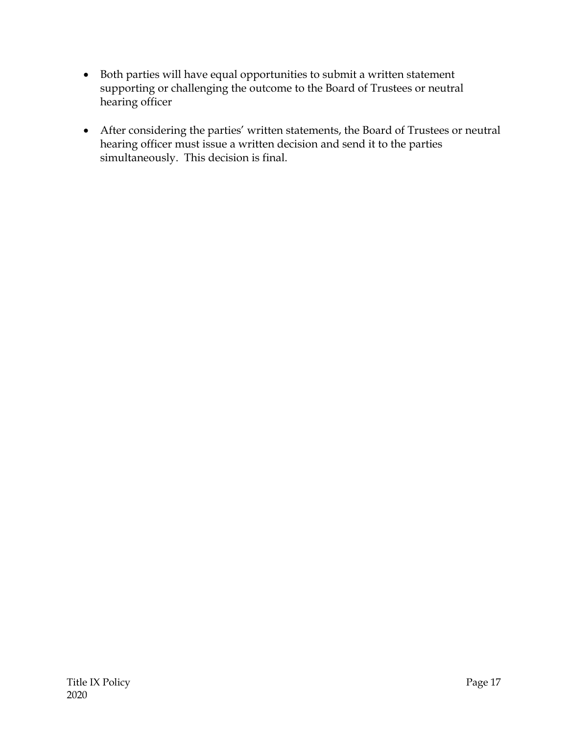- Both parties will have equal opportunities to submit a written statement supporting or challenging the outcome to the Board of Trustees or neutral hearing officer

- After considering the parties' written statements, the Board of Trustees or neutral hearing officer must issue a written decision and send it to the parties simultaneously. This decision is final.